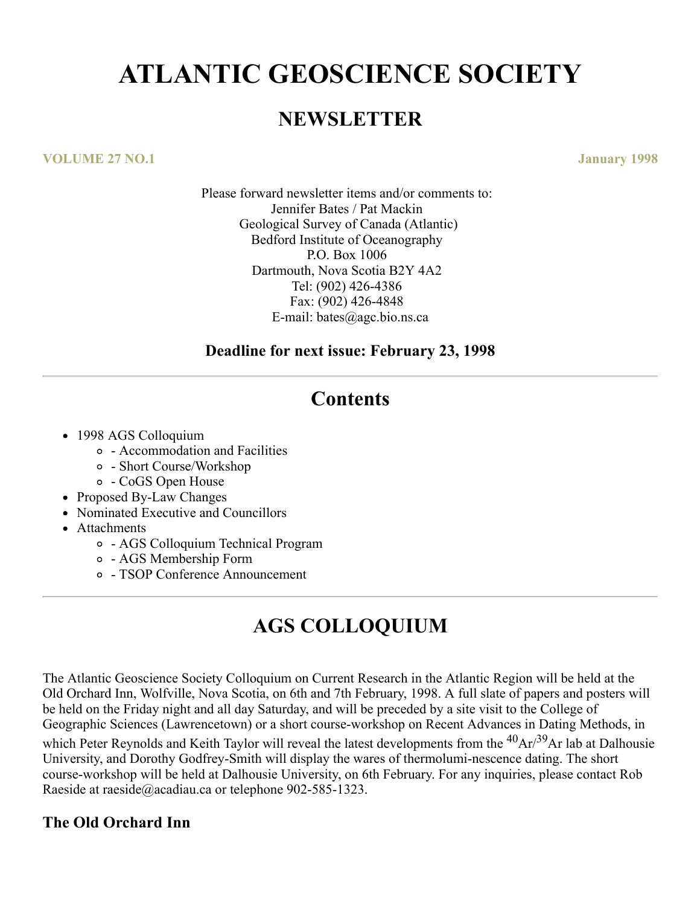# ATLANTIC GEOSCIENCE SOCIETY

## NEWSLETTER

**VOLUME 27 NO.1** **January 1998**

Please forward newsletter items and/or comments to:
Jennifer Bates / Pat Mackin
Geological Survey of Canada (Atlantic)
Bedford Institute of Oceanography
P.O. Box 1006
Dartmouth, Nova Scotia B2Y 4A2
Tel: (902) 426-4386
Fax: (902) 426-4848
E-mail: bates@agc.bio.ns.ca

**Deadline for next issue: February 23, 1998**

---

## Contents

- 1998 AGS Colloquium
  - - Accommodation and Facilities
  - - Short Course/Workshop
  - - CoGS Open House
- Proposed By-Law Changes
- Nominated Executive and Councillors
- Attachments
  - - AGS Colloquium Technical Program
  - - AGS Membership Form
  - - TSOP Conference Announcement

---

## AGS COLLOQUIUM

The Atlantic Geoscience Society Colloquium on Current Research in the Atlantic Region will be held at the Old Orchard Inn, Wolfville, Nova Scotia, on 6th and 7th February, 1998. A full slate of papers and posters will be held on the Friday night and all day Saturday, and will be preceded by a site visit to the College of Geographic Sciences (Lawrencetown) or a short course-workshop on Recent Advances in Dating Methods, in which Peter Reynolds and Keith Taylor will reveal the latest developments from the $^{40}Ar/^{39}Ar$ lab at Dalhousie University, and Dorothy Godfrey-Smith will display the wares of thermolumi-nescence dating. The short course-workshop will be held at Dalhousie University, on 6th February. For any inquiries, please contact Rob Raeside at raeside@acadiau.ca or telephone 902-585-1323.

### The Old Orchard Inn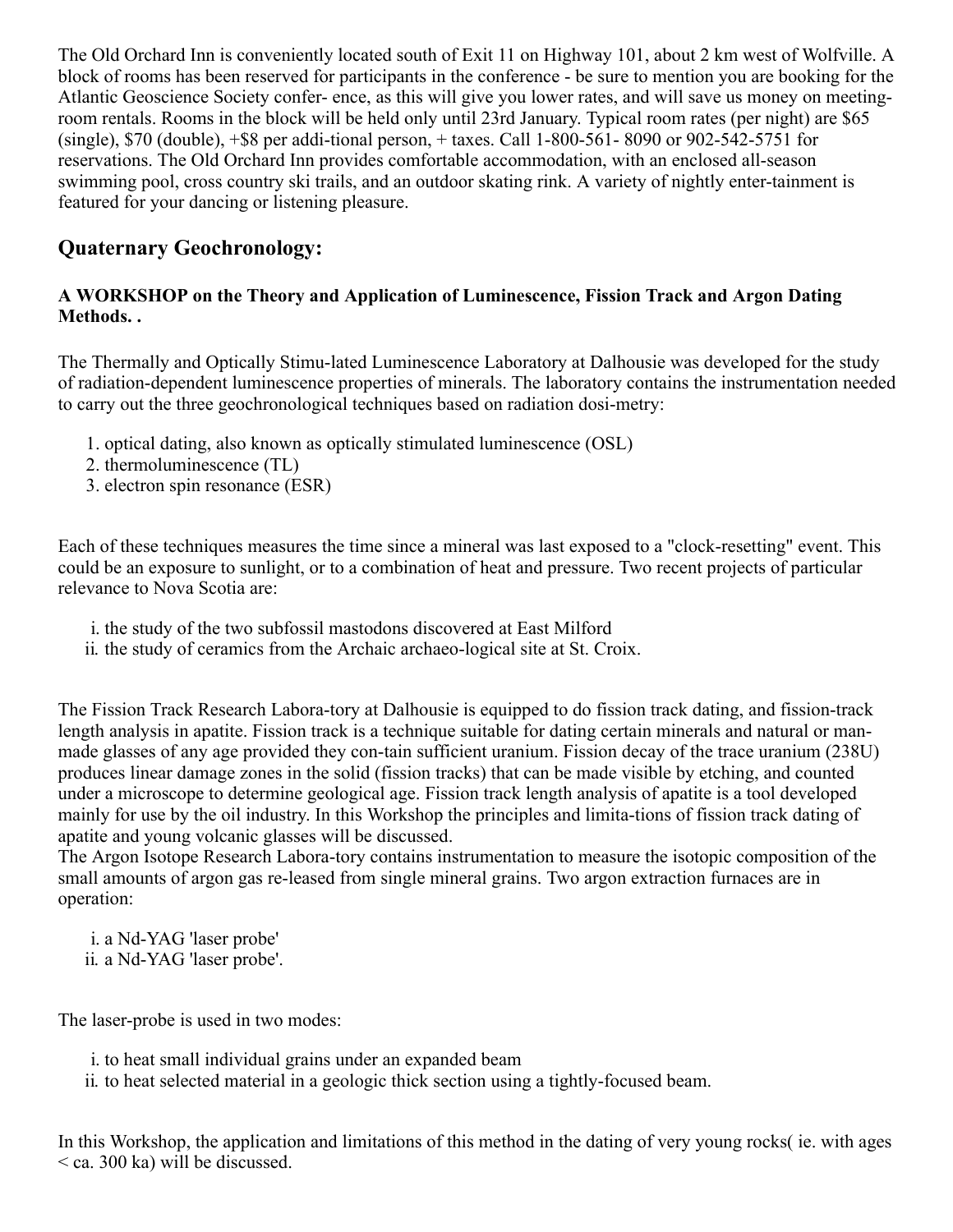The Old Orchard Inn is conveniently located south of Exit 11 on Highway 101, about 2 km west of Wolfville. A block of rooms has been reserved for participants in the conference - be sure to mention you are booking for the Atlantic Geoscience Society confer- ence, as this will give you lower rates, and will save us money on meeting-room rentals. Rooms in the block will be held only until 23rd January. Typical room rates (per night) are $65 (single), $70 (double), +$8 per addi-tional person, + taxes. Call 1-800-561- 8090 or 902-542-5751 for reservations. The Old Orchard Inn provides comfortable accommodation, with an enclosed all-season swimming pool, cross country ski trails, and an outdoor skating rink. A variety of nightly enter-tainment is featured for your dancing or listening pleasure.

## Quaternary Geochronology:

**A WORKSHOP on the Theory and Application of Luminescence, Fission Track and Argon Dating Methods. .**

The Thermally and Optically Stimu-lated Luminescence Laboratory at Dalhousie was developed for the study of radiation-dependent luminescence properties of minerals. The laboratory contains the instrumentation needed to carry out the three geochronological techniques based on radiation dosi-metry:

1. optical dating, also known as optically stimulated luminescence (OSL)
2. thermoluminescence (TL)
3. electron spin resonance (ESR)

Each of these techniques measures the time since a mineral was last exposed to a "clock-resetting" event. This could be an exposure to sunlight, or to a combination of heat and pressure. Two recent projects of particular relevance to Nova Scotia are:

i. the study of the two subfossil mastodons discovered at East Milford
ii. the study of ceramics from the Archaic archaeo-logical site at St. Croix.

The Fission Track Research Labora-tory at Dalhousie is equipped to do fission track dating, and fission-track length analysis in apatite. Fission track is a technique suitable for dating certain minerals and natural or man-made glasses of any age provided they con-tain sufficient uranium. Fission decay of the trace uranium (238U) produces linear damage zones in the solid (fission tracks) that can be made visible by etching, and counted under a microscope to determine geological age. Fission track length analysis of apatite is a tool developed mainly for use by the oil industry. In this Workshop the principles and limita-tions of fission track dating of apatite and young volcanic glasses will be discussed.
The Argon Isotope Research Labora-tory contains instrumentation to measure the isotopic composition of the small amounts of argon gas re-leased from single mineral grains. Two argon extraction furnaces are in operation:

i. a Nd-YAG 'laser probe'
ii. a Nd-YAG 'laser probe'.

The laser-probe is used in two modes:

i. to heat small individual grains under an expanded beam
ii. to heat selected material in a geologic thick section using a tightly-focused beam.

In this Workshop, the application and limitations of this method in the dating of very young rocks( ie. with ages < ca. 300 ka) will be discussed.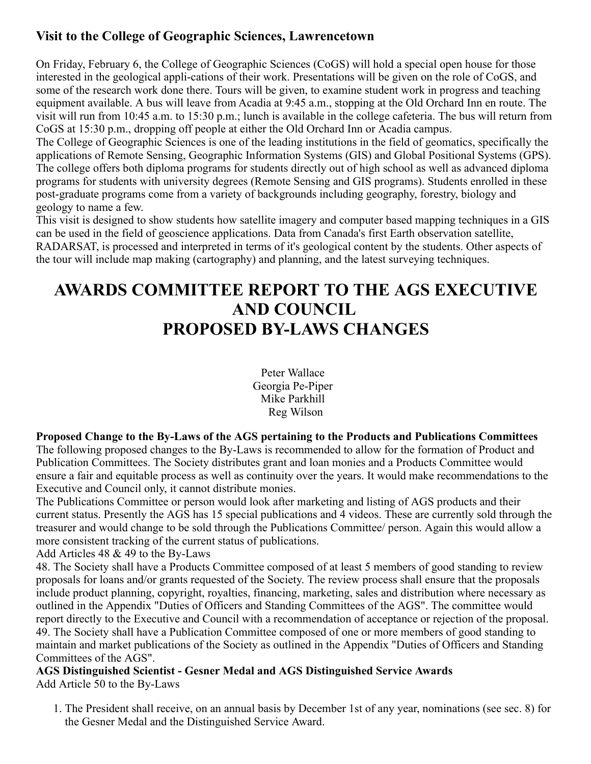### Visit to the College of Geographic Sciences, Lawrencetown

On Friday, February 6, the College of Geographic Sciences (CoGS) will hold a special open house for those interested in the geological appli-cations of their work. Presentations will be given on the role of CoGS, and some of the research work done there. Tours will be given, to examine student work in progress and teaching equipment available. A bus will leave from Acadia at 9:45 a.m., stopping at the Old Orchard Inn en route. The visit will run from 10:45 a.m. to 15:30 p.m.; lunch is available in the college cafeteria. The bus will return from CoGS at 15:30 p.m., dropping off people at either the Old Orchard Inn or Acadia campus.

The College of Geographic Sciences is one of the leading institutions in the field of geomatics, specifically the applications of Remote Sensing, Geographic Information Systems (GIS) and Global Positional Systems (GPS). The college offers both diploma programs for students directly out of high school as well as advanced diploma programs for students with university degrees (Remote Sensing and GIS programs). Students enrolled in these post-graduate programs come from a variety of backgrounds including geography, forestry, biology and geology to name a few.

This visit is designed to show students how satellite imagery and computer based mapping techniques in a GIS can be used in the field of geoscience applications. Data from Canada's first Earth observation satellite, RADARSAT, is processed and interpreted in terms of it's geological content by the students. Other aspects of the tour will include map making (cartography) and planning, and the latest surveying techniques.

# AWARDS COMMITTEE REPORT TO THE AGS EXECUTIVE AND COUNCIL
# PROPOSED BY-LAWS CHANGES

Peter Wallace
Georgia Pe-Piper
Mike Parkhill
Reg Wilson

**Proposed Change to the By-Laws of the AGS pertaining to the Products and Publications Committees**

The following proposed changes to the By-Laws is recommended to allow for the formation of Product and Publication Committees. The Society distributes grant and loan monies and a Products Committee would ensure a fair and equitable process as well as continuity over the years. It would make recommendations to the Executive and Council only, it cannot distribute monies.

The Publications Committee or person would look after marketing and listing of AGS products and their current status. Presently the AGS has 15 special publications and 4 videos. These are currently sold through the treasurer and would change to be sold through the Publications Committee/ person. Again this would allow a more consistent tracking of the current status of publications.

Add Articles 48 & 49 to the By-Laws

48. The Society shall have a Products Committee composed of at least 5 members of good standing to review proposals for loans and/or grants requested of the Society. The review process shall ensure that the proposals include product planning, copyright, royalties, financing, marketing, sales and distribution where necessary as outlined in the Appendix "Duties of Officers and Standing Committees of the AGS". The committee would report directly to the Executive and Council with a recommendation of acceptance or rejection of the proposal.
49. The Society shall have a Publication Committee composed of one or more members of good standing to maintain and market publications of the Society as outlined in the Appendix "Duties of Officers and Standing Committees of the AGS".

**AGS Distinguished Scientist - Gesner Medal and AGS Distinguished Service Awards**

Add Article 50 to the By-Laws

1. The President shall receive, on an annual basis by December 1st of any year, nominations (see sec. 8) for the Gesner Medal and the Distinguished Service Award.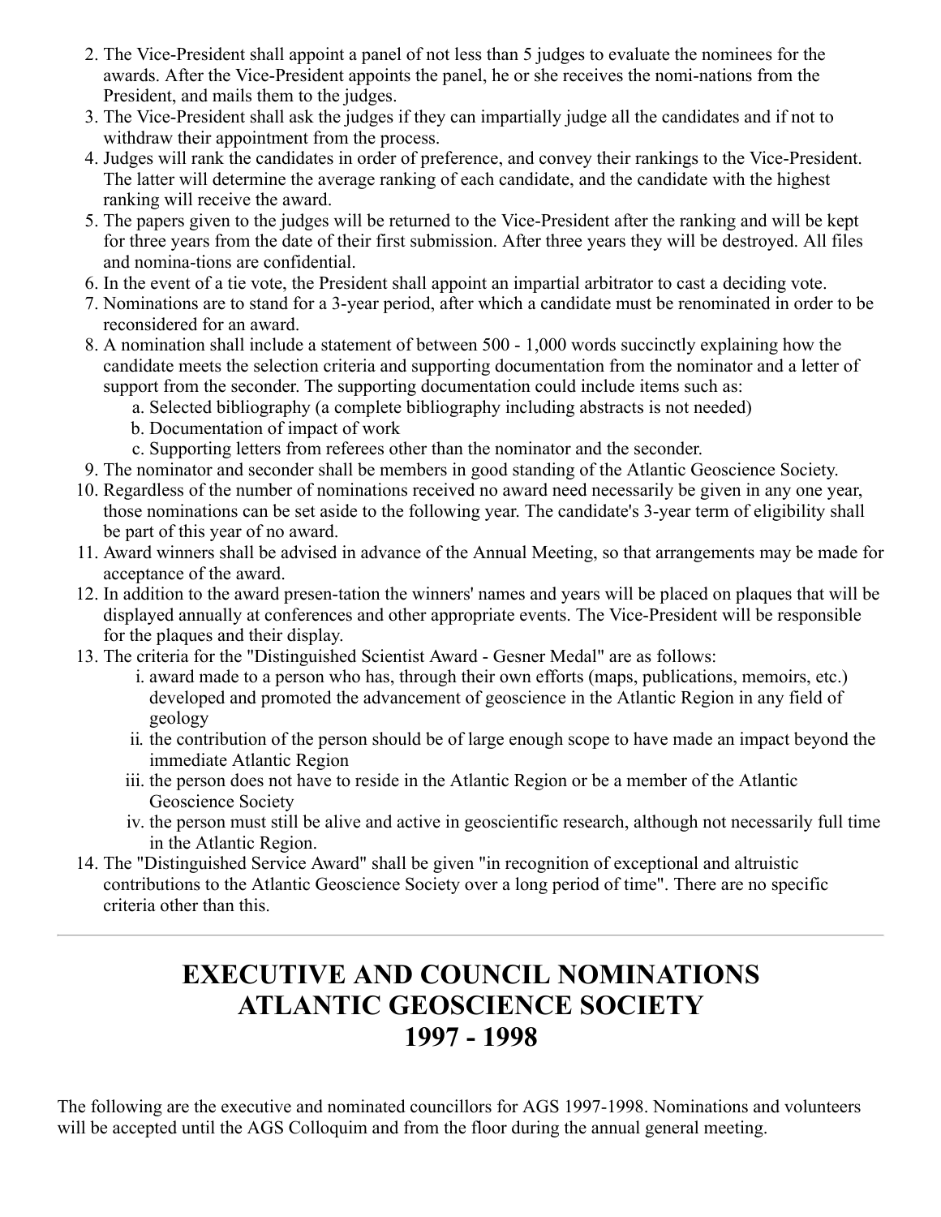2. The Vice-President shall appoint a panel of not less than 5 judges to evaluate the nominees for the awards. After the Vice-President appoints the panel, he or she receives the nomi-nations from the President, and mails them to the judges.
3. The Vice-President shall ask the judges if they can impartially judge all the candidates and if not to withdraw their appointment from the process.
4. Judges will rank the candidates in order of preference, and convey their rankings to the Vice-President. The latter will determine the average ranking of each candidate, and the candidate with the highest ranking will receive the award.
5. The papers given to the judges will be returned to the Vice-President after the ranking and will be kept for three years from the date of their first submission. After three years they will be destroyed. All files and nomina-tions are confidential.
6. In the event of a tie vote, the President shall appoint an impartial arbitrator to cast a deciding vote.
7. Nominations are to stand for a 3-year period, after which a candidate must be renominated in order to be reconsidered for an award.
8. A nomination shall include a statement of between 500 - 1,000 words succinctly explaining how the candidate meets the selection criteria and supporting documentation from the nominator and a letter of support from the seconder. The supporting documentation could include items such as:
   a. Selected bibliography (a complete bibliography including abstracts is not needed)
   b. Documentation of impact of work
   c. Supporting letters from referees other than the nominator and the seconder.
9. The nominator and seconder shall be members in good standing of the Atlantic Geoscience Society.
10. Regardless of the number of nominations received no award need necessarily be given in any one year, those nominations can be set aside to the following year. The candidate's 3-year term of eligibility shall be part of this year of no award.
11. Award winners shall be advised in advance of the Annual Meeting, so that arrangements may be made for acceptance of the award.
12. In addition to the award presen-tation the winners' names and years will be placed on plaques that will be displayed annually at conferences and other appropriate events. The Vice-President will be responsible for the plaques and their display.
13. The criteria for the "Distinguished Scientist Award - Gesner Medal" are as follows:
    i. award made to a person who has, through their own efforts (maps, publications, memoirs, etc.) developed and promoted the advancement of geoscience in the Atlantic Region in any field of geology
    ii. the contribution of the person should be of large enough scope to have made an impact beyond the immediate Atlantic Region
    iii. the person does not have to reside in the Atlantic Region or be a member of the Atlantic Geoscience Society
    iv. the person must still be alive and active in geoscientific research, although not necessarily full time in the Atlantic Region.
14. The "Distinguished Service Award" shall be given "in recognition of exceptional and altruistic contributions to the Atlantic Geoscience Society over a long period of time". There are no specific criteria other than this.

---

# EXECUTIVE AND COUNCIL NOMINATIONS ATLANTIC GEOSCIENCE SOCIETY 1997 - 1998

The following are the executive and nominated councillors for AGS 1997-1998. Nominations and volunteers will be accepted until the AGS Colloquim and from the floor during the annual general meeting.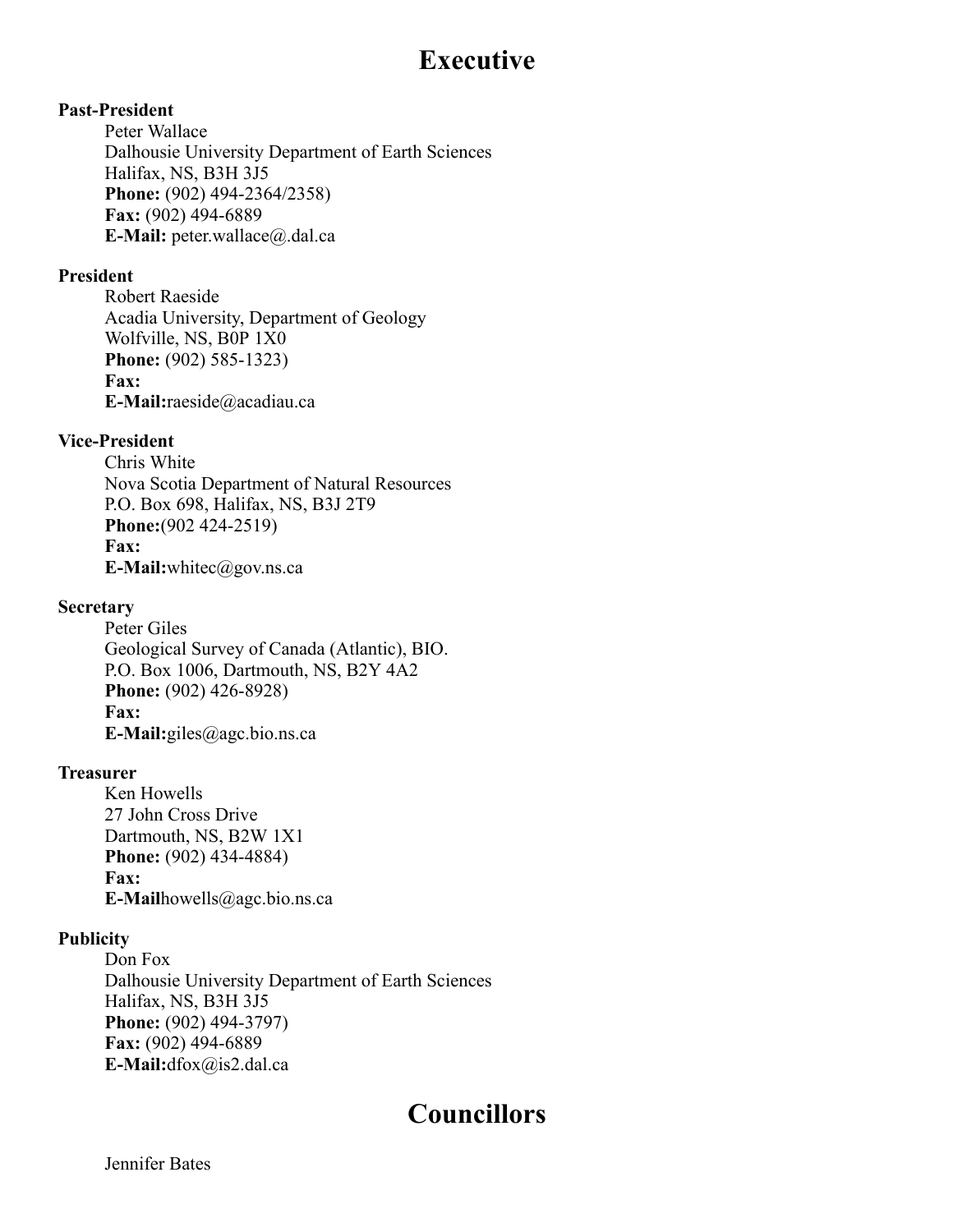# Executive

**Past-President**

Peter Wallace
Dalhousie University Department of Earth Sciences
Halifax, NS, B3H 3J5
**Phone:** (902) 494-2364/2358)
**Fax:** (902) 494-6889
**E-Mail:** peter.wallace@.dal.ca

**President**

Robert Raeside
Acadia University, Department of Geology
Wolfville, NS, B0P 1X0
**Phone:** (902) 585-1323)
**Fax:**
**E-Mail:**raeside@acadiau.ca

**Vice-President**

Chris White
Nova Scotia Department of Natural Resources
P.O. Box 698, Halifax, NS, B3J 2T9
**Phone:**(902 424-2519)
**Fax:**
**E-Mail:**whitec@gov.ns.ca

**Secretary**

Peter Giles
Geological Survey of Canada (Atlantic), BIO.
P.O. Box 1006, Dartmouth, NS, B2Y 4A2
**Phone:** (902) 426-8928)
**Fax:**
**E-Mail:**giles@agc.bio.ns.ca

**Treasurer**

Ken Howells
27 John Cross Drive
Dartmouth, NS, B2W 1X1
**Phone:** (902) 434-4884)
**Fax:**
**E-Mail**howells@agc.bio.ns.ca

**Publicity**

Don Fox
Dalhousie University Department of Earth Sciences
Halifax, NS, B3H 3J5
**Phone:** (902) 494-3797)
**Fax:** (902) 494-6889
**E-Mail:**dfox@is2.dal.ca

# Councillors

Jennifer Bates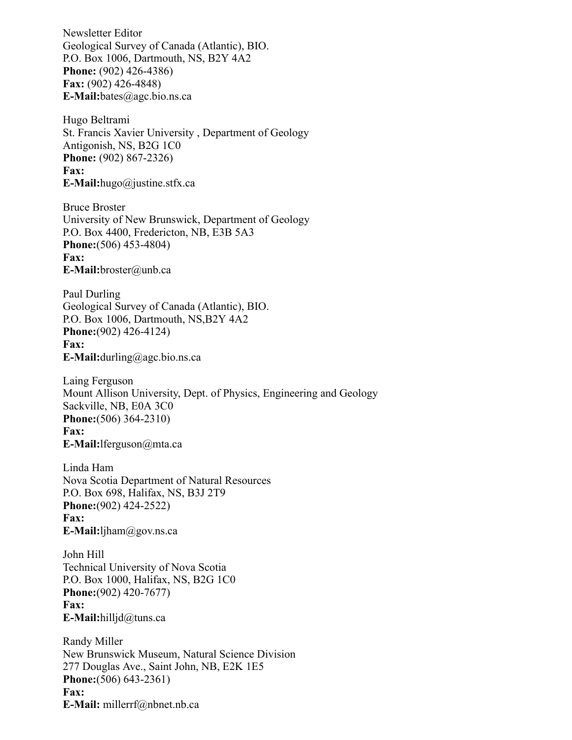Newsletter Editor
Geological Survey of Canada (Atlantic), BIO.
P.O. Box 1006, Dartmouth, NS, B2Y 4A2
**Phone:** (902) 426-4386)
**Fax:** (902) 426-4848)
**E-Mail:**bates@agc.bio.ns.ca

Hugo Beltrami
St. Francis Xavier University , Department of Geology
Antigonish, NS, B2G 1C0
**Phone:** (902) 867-2326)
**Fax:**
**E-Mail:**hugo@justine.stfx.ca

Bruce Broster
University of New Brunswick, Department of Geology
P.O. Box 4400, Fredericton, NB, E3B 5A3
**Phone:**(506) 453-4804)
**Fax:**
**E-Mail:**broster@unb.ca

Paul Durling
Geological Survey of Canada (Atlantic), BIO.
P.O. Box 1006, Dartmouth, NS,B2Y 4A2
**Phone:**(902) 426-4124)
**Fax:**
**E-Mail:**durling@agc.bio.ns.ca

Laing Ferguson
Mount Allison University, Dept. of Physics, Engineering and Geology
Sackville, NB, E0A 3C0
**Phone:**(506) 364-2310)
**Fax:**
**E-Mail:**lferguson@mta.ca

Linda Ham
Nova Scotia Department of Natural Resources
P.O. Box 698, Halifax, NS, B3J 2T9
**Phone:**(902) 424-2522)
**Fax:**
**E-Mail:**ljham@gov.ns.ca

John Hill
Technical University of Nova Scotia
P.O. Box 1000, Halifax, NS, B2G 1C0
**Phone:**(902) 420-7677)
**Fax:**
**E-Mail:**hilljd@tuns.ca

Randy Miller
New Brunswick Museum, Natural Science Division
277 Douglas Ave., Saint John, NB, E2K 1E5
**Phone:**(506) 643-2361)
**Fax:**
**E-Mail:** millerrf@nbnet.nb.ca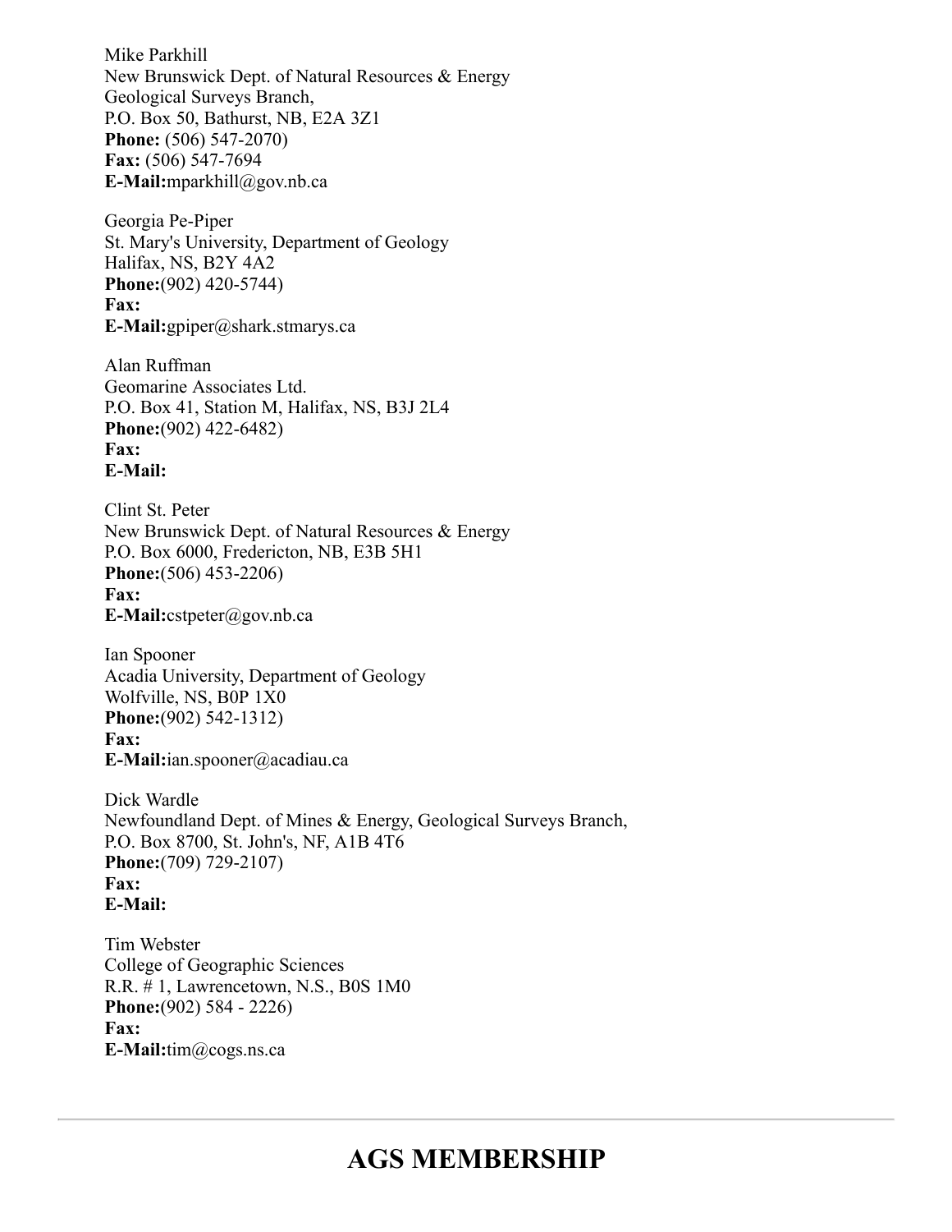Mike Parkhill
New Brunswick Dept. of Natural Resources & Energy
Geological Surveys Branch,
P.O. Box 50, Bathurst, NB, E2A 3Z1
**Phone:** (506) 547-2070)
**Fax:** (506) 547-7694
**E-Mail:**mparkhill@gov.nb.ca

Georgia Pe-Piper
St. Mary's University, Department of Geology
Halifax, NS, B2Y 4A2
**Phone:**(902) 420-5744)
**Fax:**
**E-Mail:**gpiper@shark.stmarys.ca

Alan Ruffman
Geomarine Associates Ltd.
P.O. Box 41, Station M, Halifax, NS, B3J 2L4
**Phone:**(902) 422-6482)
**Fax:**
**E-Mail:**

Clint St. Peter
New Brunswick Dept. of Natural Resources & Energy
P.O. Box 6000, Fredericton, NB, E3B 5H1
**Phone:**(506) 453-2206)
**Fax:**
**E-Mail:**cstpeter@gov.nb.ca

Ian Spooner
Acadia University, Department of Geology
Wolfville, NS, B0P 1X0
**Phone:**(902) 542-1312)
**Fax:**
**E-Mail:**ian.spooner@acadiau.ca

Dick Wardle
Newfoundland Dept. of Mines & Energy, Geological Surveys Branch,
P.O. Box 8700, St. John's, NF, A1B 4T6
**Phone:**(709) 729-2107)
**Fax:**
**E-Mail:**

Tim Webster
College of Geographic Sciences
R.R. # 1, Lawrencetown, N.S., B0S 1M0
**Phone:**(902) 584 - 2226)
**Fax:**
**E-Mail:**tim@cogs.ns.ca

---

# AGS MEMBERSHIP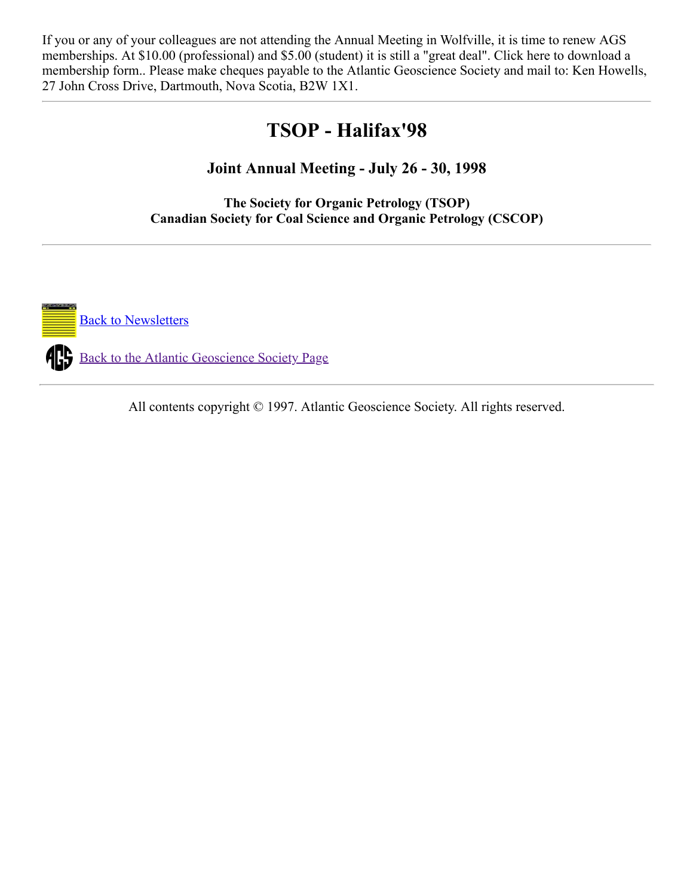If you or any of your colleagues are not attending the Annual Meeting in Wolfville, it is time to renew AGS memberships. At $10.00 (professional) and $5.00 (student) it is still a "great deal". Click here to download a membership form.. Please make cheques payable to the Atlantic Geoscience Society and mail to: Ken Howells, 27 John Cross Drive, Dartmouth, Nova Scotia, B2W 1X1.

---

# TSOP - Halifax'98

## Joint Annual Meeting - July 26 - 30, 1998

### The Society for Organic Petrology (TSOP)
### Canadian Society for Coal Science and Organic Petrology (CSCOP)

---

Back to Newsletters

Back to the Atlantic Geoscience Society Page

---

All contents copyright © 1997. Atlantic Geoscience Society. All rights reserved.